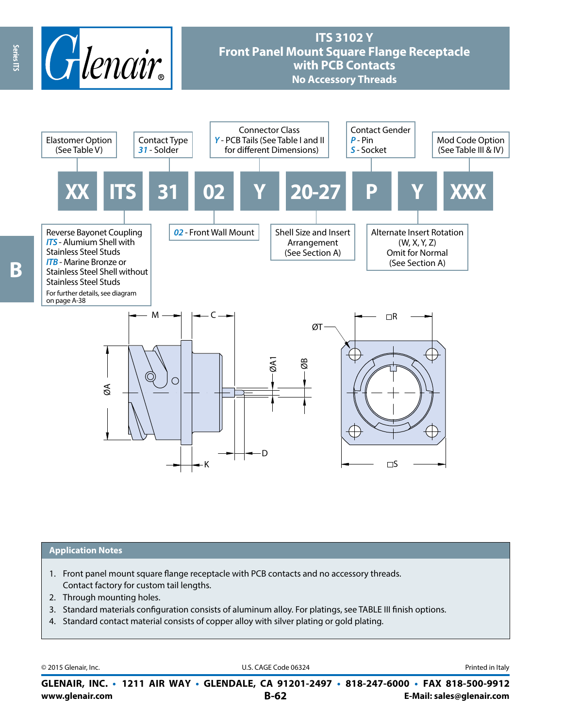# ITS 3102 Y
## Front Panel Mount Square Flange Receptacle with PCB Contacts
### No Accessory Threads

| XX | ITS | 31 | 02 | Y | 20-27 | P | Y | XXX |
|---|---|---|---|---|---|---|---|---|

- **XX** – Elastomer Option (See Table V)
- **ITS** – Reverse Bayonet Coupling
  - *ITS* - Alumium Shell with Stainless Steel Studs
  - *ITB* - Marine Bronze or Stainless Steel Shell without Stainless Steel Studs
  - For further details, see diagram on page A-38
- **31** – Contact Type: *31* - Solder
- **02** – *02* - Front Wall Mount
- **Y** – Connector Class: *Y* - PCB Tails (See Table I and II for different Dimensions)
- **20-27** – Shell Size and Insert Arrangement (See Section A)
- **P** – Contact Gender: *P* - Pin, *S* - Socket
- **Y** – Alternate Insert Rotation (W, X, Y, Z) Omit for Normal (See Section A)
- **XXX** – Mod Code Option (See Table III & IV)

## Application Notes

1. Front panel mount square flange receptacle with PCB contacts and no accessory threads. Contact factory for custom tail lengths.
2. Through mounting holes.
3. Standard materials configuration consists of aluminum alloy. For platings, see TABLE III finish options.
4. Standard contact material consists of copper alloy with silver plating or gold plating.

© 2015 Glenair, Inc. U.S. CAGE Code 06324 Printed in Italy

**GLENAIR, INC. • 1211 AIR WAY • GLENDALE, CA 91201-2497 • 818-247-6000 • FAX 818-500-9912**
**www.glenair.com** **E-Mail: sales@glenair.com**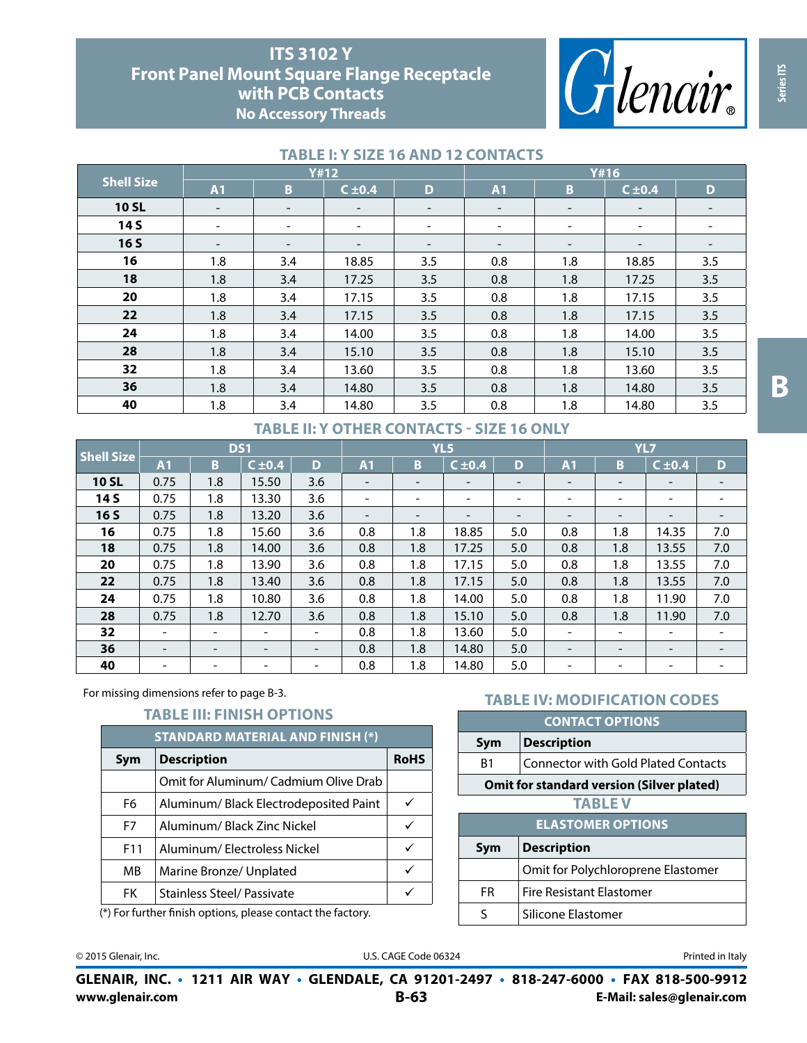# ITS 3102 Y
# Front Panel Mount Square Flange Receptacle with PCB Contacts
## No Accessory Threads

### TABLE I: Y SIZE 16 AND 12 CONTACTS

| Shell Size | Y#12 | | | | Y#16 | | | |
|---|---|---|---|---|---|---|---|---|
| | A1 | B | C ±0.4 | D | A1 | B | C ±0.4 | D |
| 10 SL | - | - | - | - | - | - | - | - |
| 14 S | - | - | - | - | - | - | - | - |
| 16 S | - | - | - | - | - | - | - | - |
| 16 | 1.8 | 3.4 | 18.85 | 3.5 | 0.8 | 1.8 | 18.85 | 3.5 |
| 18 | 1.8 | 3.4 | 17.25 | 3.5 | 0.8 | 1.8 | 17.25 | 3.5 |
| 20 | 1.8 | 3.4 | 17.15 | 3.5 | 0.8 | 1.8 | 17.15 | 3.5 |
| 22 | 1.8 | 3.4 | 17.15 | 3.5 | 0.8 | 1.8 | 17.15 | 3.5 |
| 24 | 1.8 | 3.4 | 14.00 | 3.5 | 0.8 | 1.8 | 14.00 | 3.5 |
| 28 | 1.8 | 3.4 | 15.10 | 3.5 | 0.8 | 1.8 | 15.10 | 3.5 |
| 32 | 1.8 | 3.4 | 13.60 | 3.5 | 0.8 | 1.8 | 13.60 | 3.5 |
| 36 | 1.8 | 3.4 | 14.80 | 3.5 | 0.8 | 1.8 | 14.80 | 3.5 |
| 40 | 1.8 | 3.4 | 14.80 | 3.5 | 0.8 | 1.8 | 14.80 | 3.5 |

### TABLE II: Y OTHER CONTACTS - SIZE 16 ONLY

| Shell Size | DS1 | | | | YL5 | | | | YL7 | | | |
|---|---|---|---|---|---|---|---|---|---|---|---|---|
| | A1 | B | C ±0.4 | D | A1 | B | C ±0.4 | D | A1 | B | C ±0.4 | D |
| 10 SL | 0.75 | 1.8 | 15.50 | 3.6 | - | - | - | - | - | - | - | - |
| 14 S | 0.75 | 1.8 | 13.30 | 3.6 | - | - | - | - | - | - | - | - |
| 16 S | 0.75 | 1.8 | 13.20 | 3.6 | - | - | - | - | - | - | - | - |
| 16 | 0.75 | 1.8 | 15.60 | 3.6 | 0.8 | 1.8 | 18.85 | 5.0 | 0.8 | 1.8 | 14.35 | 7.0 |
| 18 | 0.75 | 1.8 | 14.00 | 3.6 | 0.8 | 1.8 | 17.25 | 5.0 | 0.8 | 1.8 | 13.55 | 7.0 |
| 20 | 0.75 | 1.8 | 13.90 | 3.6 | 0.8 | 1.8 | 17.15 | 5.0 | 0.8 | 1.8 | 13.55 | 7.0 |
| 22 | 0.75 | 1.8 | 13.40 | 3.6 | 0.8 | 1.8 | 17.15 | 5.0 | 0.8 | 1.8 | 13.55 | 7.0 |
| 24 | 0.75 | 1.8 | 10.80 | 3.6 | 0.8 | 1.8 | 14.00 | 5.0 | 0.8 | 1.8 | 11.90 | 7.0 |
| 28 | 0.75 | 1.8 | 12.70 | 3.6 | 0.8 | 1.8 | 15.10 | 5.0 | 0.8 | 1.8 | 11.90 | 7.0 |
| 32 | - | - | - | - | 0.8 | 1.8 | 13.60 | 5.0 | - | - | - | - |
| 36 | - | - | - | - | 0.8 | 1.8 | 14.80 | 5.0 | - | - | - | - |
| 40 | - | - | - | - | 0.8 | 1.8 | 14.80 | 5.0 | - | - | - | - |

For missing dimensions refer to page B-3.

### TABLE III: FINISH OPTIONS

| STANDARD MATERIAL AND FINISH (*) | | |
|---|---|---|
| **Sym** | **Description** | **RoHS** |
| | Omit for Aluminum/ Cadmium Olive Drab | |
| F6 | Aluminum/ Black Electrodeposited Paint | ✓ |
| F7 | Aluminum/ Black Zinc Nickel | ✓ |
| F11 | Aluminum/ Electroless Nickel | ✓ |
| MB | Marine Bronze/ Unplated | ✓ |
| FK | Stainless Steel/ Passivate | ✓ |

(*) For further finish options, please contact the factory.

### TABLE IV: MODIFICATION CODES

| CONTACT OPTIONS | |
|---|---|
| **Sym** | **Description** |
| B1 | Connector with Gold Plated Contacts |
| **Omit for standard version (Silver plated)** | |

### TABLE V

| ELASTOMER OPTIONS | |
|---|---|
| **Sym** | **Description** |
| | Omit for Polychloroprene Elastomer |
| FR | Fire Resistant Elastomer |
| S | Silicone Elastomer |